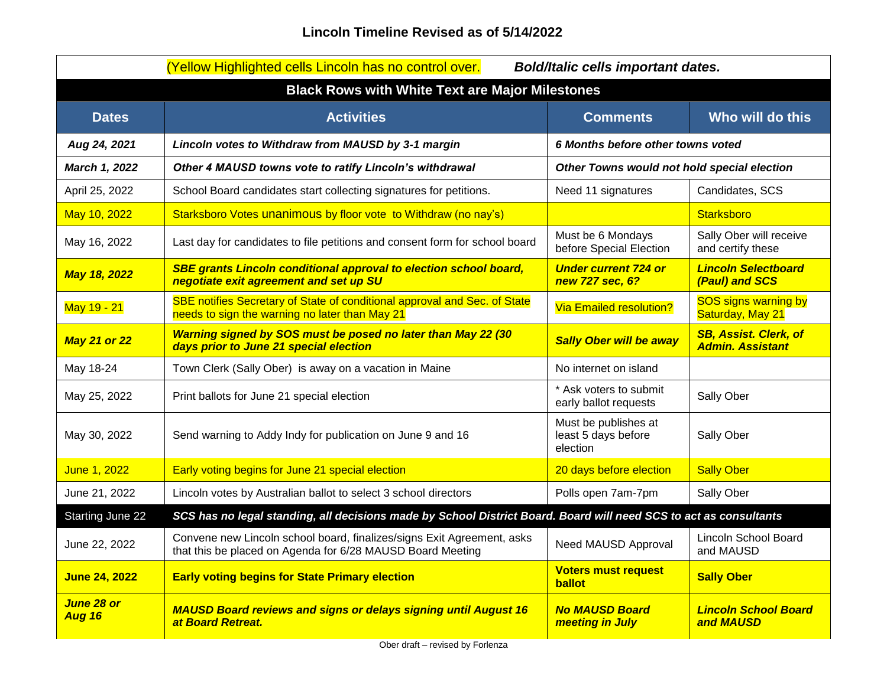# Lincoln Timeline Revised as of 5/14/2022

(Yellow Highlighted cells Lincoln has no control over. ***Bold/Italic cells important dates.***

**Black Rows with White Text are Major Milestones**

| Dates | Activities | Comments | Who will do this |
|---|---|---|---|
| ***Aug 24, 2021*** | ***Lincoln votes to Withdraw from MAUSD by 3-1 margin*** | ***6 Months before other towns voted*** | |
| ***March 1, 2022*** | ***Other 4 MAUSD towns vote to ratify Lincoln's withdrawal*** | ***Other Towns would not hold special election*** | |
| April 25, 2022 | School Board candidates start collecting signatures for petitions. | Need 11 signatures | Candidates, SCS |
| May 10, 2022 | Starksboro Votes unanimous by floor vote to Withdraw (no nay's) | | Starksboro |
| May 16, 2022 | Last day for candidates to file petitions and consent form for school board | Must be 6 Mondays before Special Election | Sally Ober will receive and certify these |
| ***May 18, 2022*** | ***SBE grants Lincoln conditional approval to election school board, negotiate exit agreement and set up SU*** | ***Under current 724 or new 727 sec, 6?*** | ***Lincoln Selectboard (Paul) and SCS*** |
| May 19 - 21 | SBE notifies Secretary of State of conditional approval and Sec. of State needs to sign the warning no later than May 21 | Via Emailed resolution? | SOS signs warning by Saturday, May 21 |
| ***May 21 or 22*** | ***Warning signed by SOS must be posed no later than May 22 (30 days prior to June 21 special election*** | ***Sally Ober will be away*** | ***SB, Assist. Clerk, of Admin. Assistant*** |
| May 18-24 | Town Clerk (Sally Ober) is away on a vacation in Maine | No internet on island | |
| May 25, 2022 | Print ballots for June 21 special election | * Ask voters to submit early ballot requests | Sally Ober |
| May 30, 2022 | Send warning to Addy Indy for publication on June 9 and 16 | Must be publishes at least 5 days before election | Sally Ober |
| June 1, 2022 | Early voting begins for June 21 special election | 20 days before election | Sally Ober |
| June 21, 2022 | Lincoln votes by Australian ballot to select 3 school directors | Polls open 7am-7pm | Sally Ober |
| Starting June 22 | ***SCS has no legal standing, all decisions made by School District Board. Board will need SCS to act as consultants*** | | |
| June 22, 2022 | Convene new Lincoln school board, finalizes/signs Exit Agreement, asks that this be placed on Agenda for 6/28 MAUSD Board Meeting | Need MAUSD Approval | Lincoln School Board and MAUSD |
| **June 24, 2022** | **Early voting begins for State Primary election** | **Voters must request ballot** | **Sally Ober** |
| ***June 28 or Aug 16*** | ***MAUSD Board reviews and signs or delays signing until August 16 at Board Retreat.*** | ***No MAUSD Board meeting in July*** | ***Lincoln School Board and MAUSD*** |

Ober draft – revised by Forlenza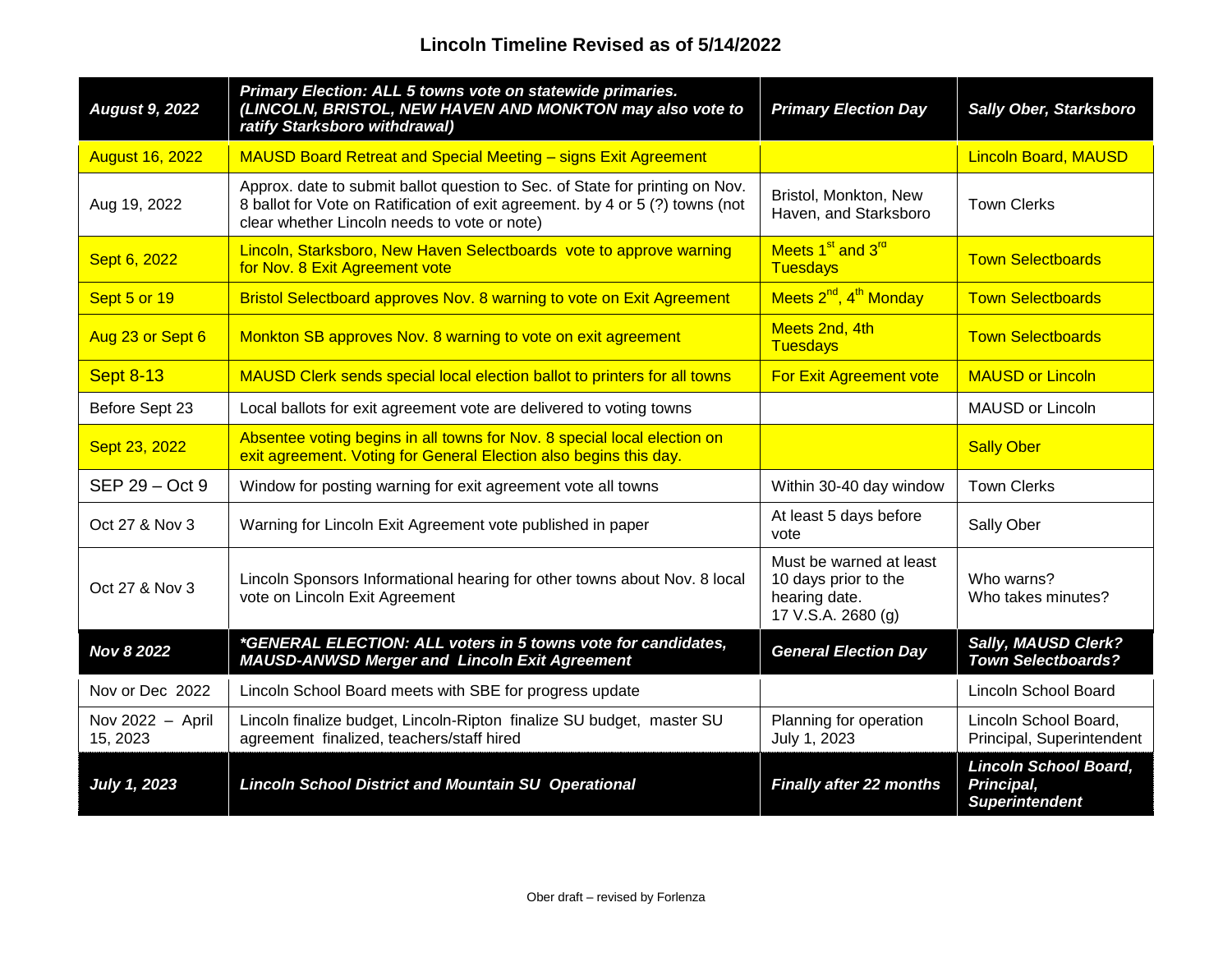## Lincoln Timeline Revised as of 5/14/2022

| | | | |
|---|---|---|---|
| ***August 9, 2022*** | ***Primary Election: ALL 5 towns vote on statewide primaries. (LINCOLN, BRISTOL, NEW HAVEN AND MONKTON may also vote to ratify Starksboro withdrawal)*** | ***Primary Election Day*** | ***Sally Ober, Starksboro*** |
| August 16, 2022 | MAUSD Board Retreat and Special Meeting – signs Exit Agreement | | Lincoln Board, MAUSD |
| Aug 19, 2022 | Approx. date to submit ballot question to Sec. of State for printing on Nov. 8 ballot for Vote on Ratification of exit agreement. by 4 or 5 (?) towns (not clear whether Lincoln needs to vote or note) | Bristol, Monkton, New Haven, and Starksboro | Town Clerks |
| Sept 6, 2022 | Lincoln, Starksboro, New Haven Selectboards vote to approve warning for Nov. 8 Exit Agreement vote | Meets 1st and 3rd Tuesdays | Town Selectboards |
| Sept 5 or 19 | Bristol Selectboard approves Nov. 8 warning to vote on Exit Agreement | Meets 2nd, 4th Monday | Town Selectboards |
| Aug 23 or Sept 6 | Monkton SB approves Nov. 8 warning to vote on exit agreement | Meets 2nd, 4th Tuesdays | Town Selectboards |
| Sept 8-13 | MAUSD Clerk sends special local election ballot to printers for all towns | For Exit Agreement vote | MAUSD or Lincoln |
| Before Sept 23 | Local ballots for exit agreement vote are delivered to voting towns | | MAUSD or Lincoln |
| Sept 23, 2022 | Absentee voting begins in all towns for Nov. 8 special local election on exit agreement. Voting for General Election also begins this day. | | Sally Ober |
| SEP 29 – Oct 9 | Window for posting warning for exit agreement vote all towns | Within 30-40 day window | Town Clerks |
| Oct 27 & Nov 3 | Warning for Lincoln Exit Agreement vote published in paper | At least 5 days before vote | Sally Ober |
| Oct 27 & Nov 3 | Lincoln Sponsors Informational hearing for other towns about Nov. 8 local vote on Lincoln Exit Agreement | Must be warned at least 10 days prior to the hearing date. 17 V.S.A. 2680 (g) | Who warns? Who takes minutes? |
| ***Nov 8 2022*** | ****GENERAL ELECTION: ALL voters in 5 towns vote for candidates, MAUSD-ANWSD Merger and Lincoln Exit Agreement*** | ***General Election Day*** | ***Sally, MAUSD Clerk? Town Selectboards?*** |
| Nov or Dec 2022 | Lincoln School Board meets with SBE for progress update | | Lincoln School Board |
| Nov 2022 – April 15, 2023 | Lincoln finalize budget, Lincoln-Ripton finalize SU budget, master SU agreement finalized, teachers/staff hired | Planning for operation July 1, 2023 | Lincoln School Board, Principal, Superintendent |
| ***July 1, 2023*** | ***Lincoln School District and Mountain SU Operational*** | ***Finally after 22 months*** | ***Lincoln School Board, Principal, Superintendent*** |

Ober draft – revised by Forlenza